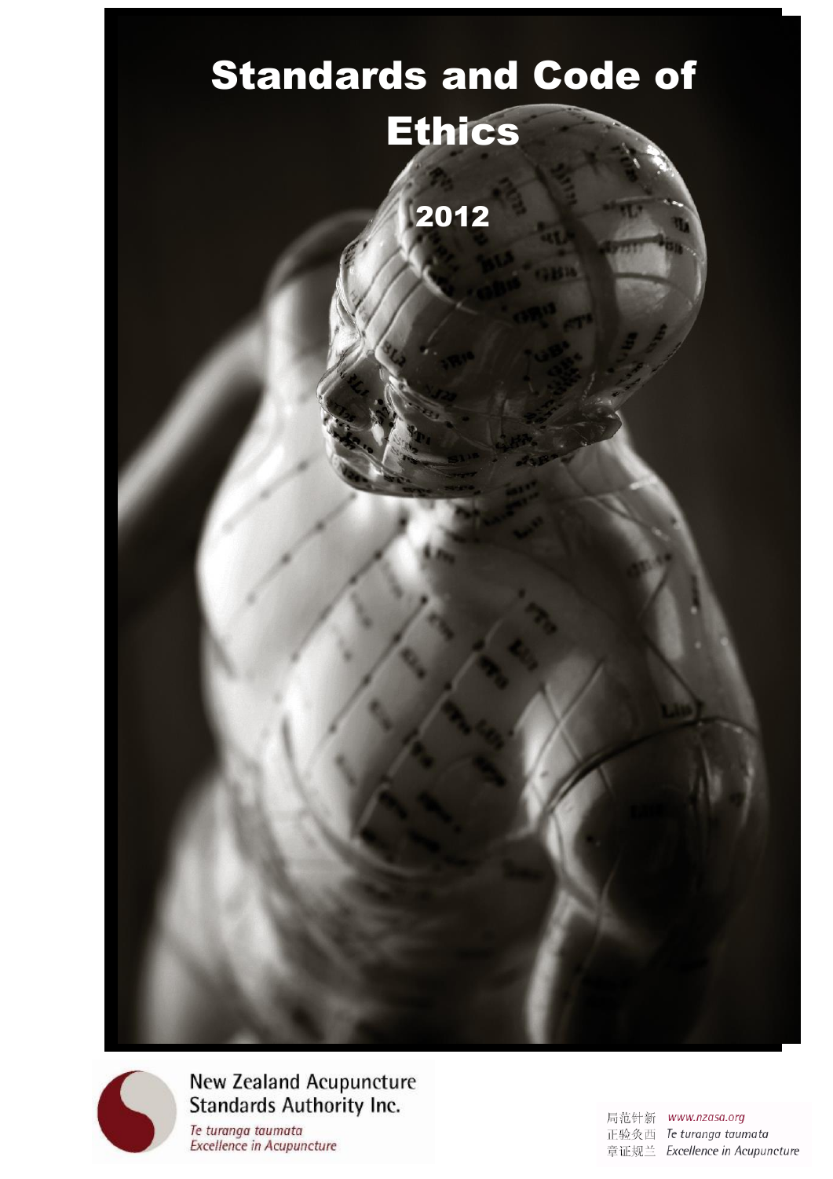# Standards and Code of Ethics

2012

New Zealand Acupuncture Standards Authority Inc.

*Te turanga taumata*
*Excellence in Acupuncture*

新西兰针灸规范验证局 www.nzasa.org

*Te turanga taumata*
*Excellence in Acupuncture*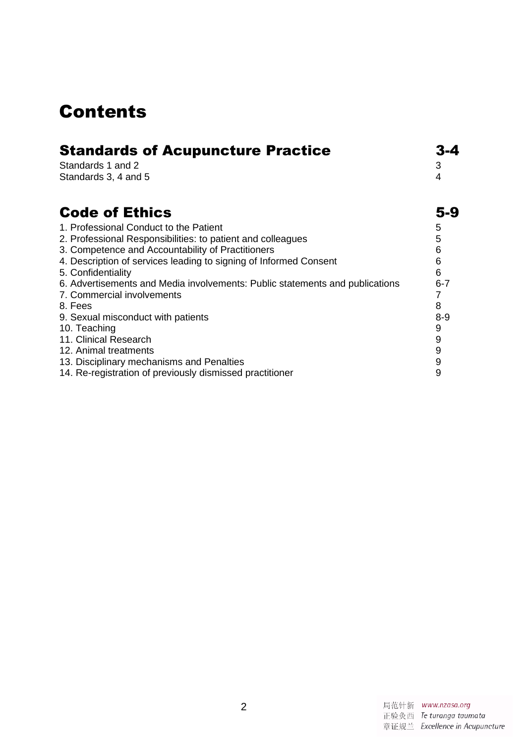# Contents

| **Standards of Acupuncture Practice** | **3-4** |
|---|---|
| Standards 1 and 2 | 3 |
| Standards 3, 4 and 5 | 4 |

| **Code of Ethics** | **5-9** |
|---|---|
| 1. Professional Conduct to the Patient | 5 |
| 2. Professional Responsibilities: to patient and colleagues | 5 |
| 3. Competence and Accountability of Practitioners | 6 |
| 4. Description of services leading to signing of Informed Consent | 6 |
| 5. Confidentiality | 6 |
| 6. Advertisements and Media involvements: Public statements and publications | 6-7 |
| 7. Commercial involvements | 7 |
| 8. Fees | 8 |
| 9. Sexual misconduct with patients | 8-9 |
| 10. Teaching | 9 |
| 11. Clinical Research | 9 |
| 12. Animal treatments | 9 |
| 13. Disciplinary mechanisms and Penalties | 9 |
| 14. Re-registration of previously dismissed practitioner | 9 |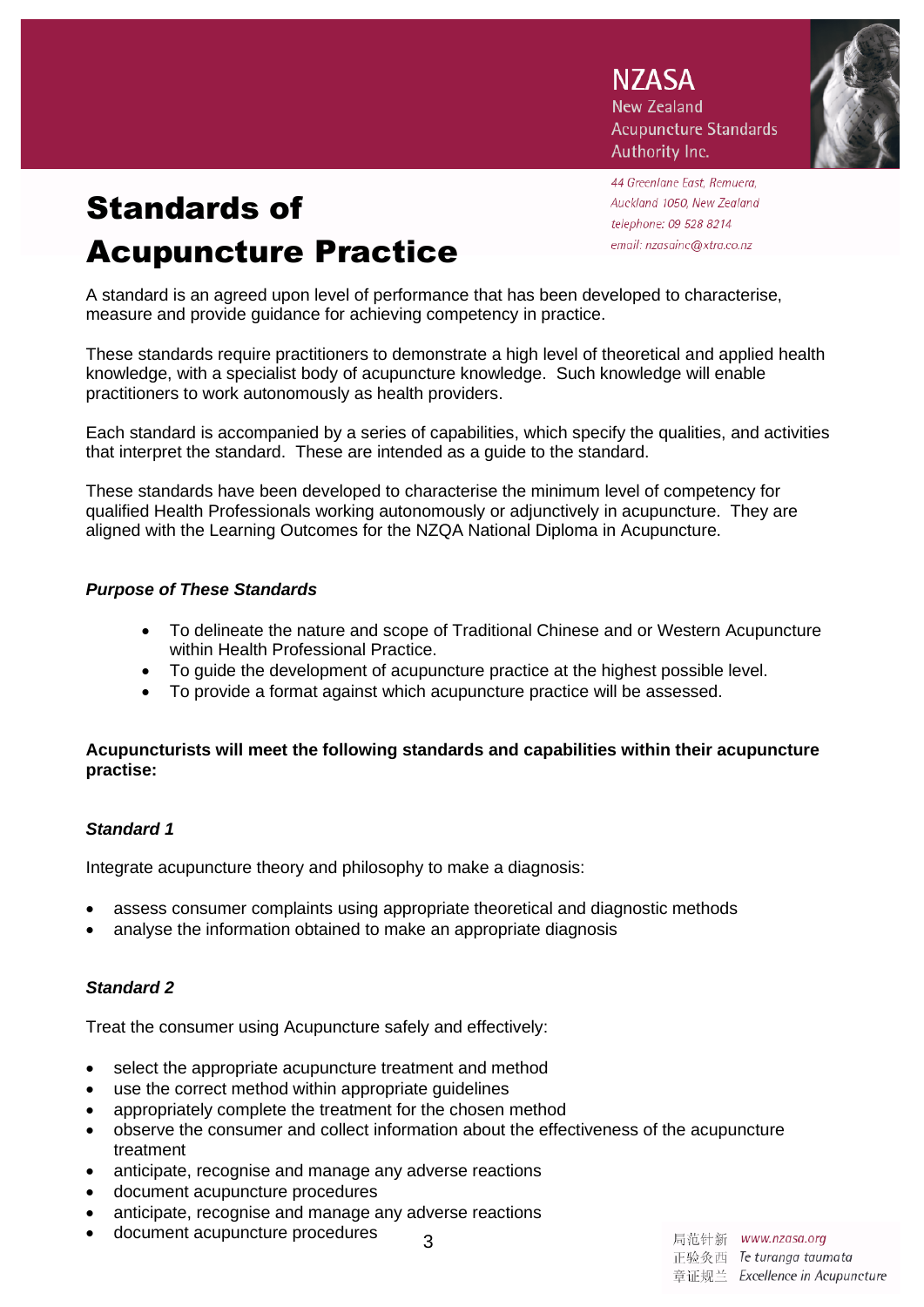# Standards of Acupuncture Practice

A standard is an agreed upon level of performance that has been developed to characterise, measure and provide guidance for achieving competency in practice.

These standards require practitioners to demonstrate a high level of theoretical and applied health knowledge, with a specialist body of acupuncture knowledge. Such knowledge will enable practitioners to work autonomously as health providers.

Each standard is accompanied by a series of capabilities, which specify the qualities, and activities that interpret the standard. These are intended as a guide to the standard.

These standards have been developed to characterise the minimum level of competency for qualified Health Professionals working autonomously or adjunctively in acupuncture. They are aligned with the Learning Outcomes for the NZQA National Diploma in Acupuncture.

***Purpose of These Standards***

- To delineate the nature and scope of Traditional Chinese and or Western Acupuncture within Health Professional Practice.
- To guide the development of acupuncture practice at the highest possible level.
- To provide a format against which acupuncture practice will be assessed.

**Acupuncturists will meet the following standards and capabilities within their acupuncture practise:**

***Standard 1***

Integrate acupuncture theory and philosophy to make a diagnosis:

- assess consumer complaints using appropriate theoretical and diagnostic methods
- analyse the information obtained to make an appropriate diagnosis

***Standard 2***

Treat the consumer using Acupuncture safely and effectively:

- select the appropriate acupuncture treatment and method
- use the correct method within appropriate guidelines
- appropriately complete the treatment for the chosen method
- observe the consumer and collect information about the effectiveness of the acupuncture treatment
- anticipate, recognise and manage any adverse reactions
- document acupuncture procedures
- anticipate, recognise and manage any adverse reactions
- document acupuncture procedures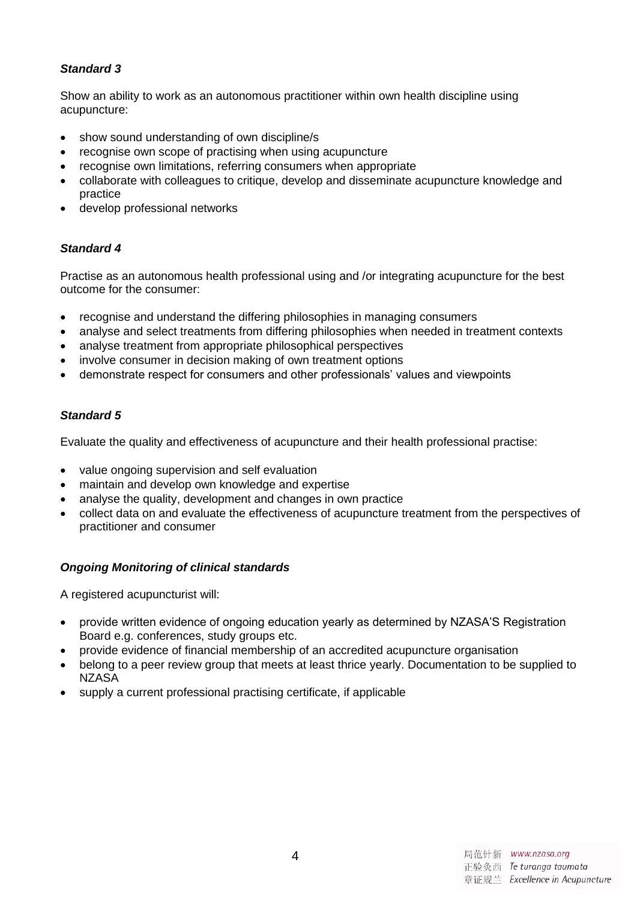***Standard 3***

Show an ability to work as an autonomous practitioner within own health discipline using acupuncture:

- show sound understanding of own discipline/s
- recognise own scope of practising when using acupuncture
- recognise own limitations, referring consumers when appropriate
- collaborate with colleagues to critique, develop and disseminate acupuncture knowledge and practice
- develop professional networks

***Standard 4***

Practise as an autonomous health professional using and /or integrating acupuncture for the best outcome for the consumer:

- recognise and understand the differing philosophies in managing consumers
- analyse and select treatments from differing philosophies when needed in treatment contexts
- analyse treatment from appropriate philosophical perspectives
- involve consumer in decision making of own treatment options
- demonstrate respect for consumers and other professionals' values and viewpoints

***Standard 5***

Evaluate the quality and effectiveness of acupuncture and their health professional practise:

- value ongoing supervision and self evaluation
- maintain and develop own knowledge and expertise
- analyse the quality, development and changes in own practice
- collect data on and evaluate the effectiveness of acupuncture treatment from the perspectives of practitioner and consumer

***Ongoing Monitoring of clinical standards***

A registered acupuncturist will:

- provide written evidence of ongoing education yearly as determined by NZASA'S Registration Board e.g. conferences, study groups etc.
- provide evidence of financial membership of an accredited acupuncture organisation
- belong to a peer review group that meets at least thrice yearly. Documentation to be supplied to NZASA
- supply a current professional practising certificate, if applicable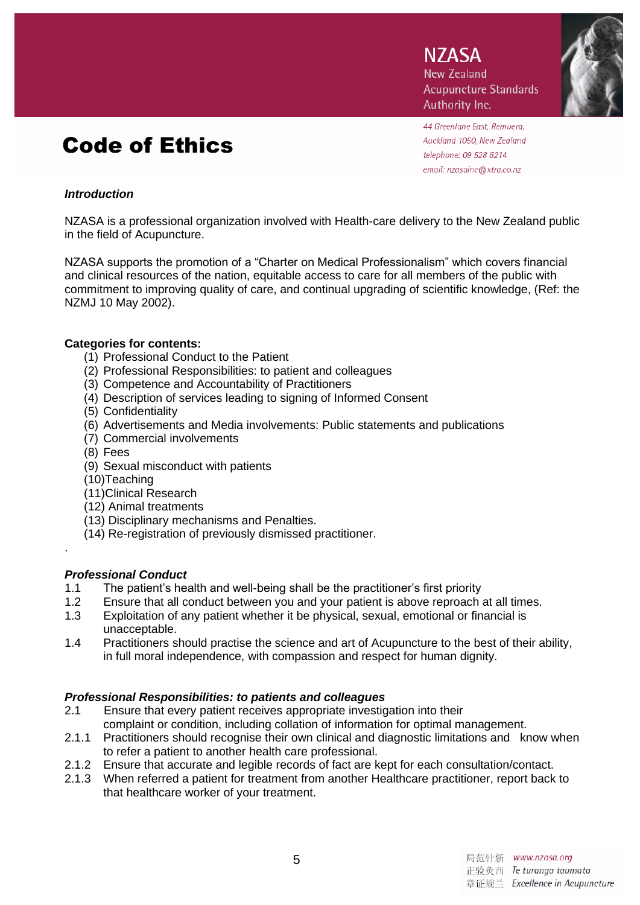NZASA
New Zealand
Acupuncture Standards
Authority Inc.

44 Greenlane East, Remuera,
Auckland 1050, New Zealand
telephone: 09 528 8214
email: nzasainc@xtra.co.nz

# Code of Ethics

***Introduction***

NZASA is a professional organization involved with Health-care delivery to the New Zealand public in the field of Acupuncture.

NZASA supports the promotion of a "Charter on Medical Professionalism" which covers financial and clinical resources of the nation, equitable access to care for all members of the public with commitment to improving quality of care, and continual upgrading of scientific knowledge, (Ref: the NZMJ 10 May 2002).

**Categories for contents:**

(1) Professional Conduct to the Patient
(2) Professional Responsibilities: to patient and colleagues
(3) Competence and Accountability of Practitioners
(4) Description of services leading to signing of Informed Consent
(5) Confidentiality
(6) Advertisements and Media involvements: Public statements and publications
(7) Commercial involvements
(8) Fees
(9) Sexual misconduct with patients
(10)Teaching
(11)Clinical Research
(12) Animal treatments
(13) Disciplinary mechanisms and Penalties.
(14) Re-registration of previously dismissed practitioner.

***Professional Conduct***

1.1 The patient's health and well-being shall be the practitioner's first priority

1.2 Ensure that all conduct between you and your patient is above reproach at all times.

1.3 Exploitation of any patient whether it be physical, sexual, emotional or financial is unacceptable.

1.4 Practitioners should practise the science and art of Acupuncture to the best of their ability, in full moral independence, with compassion and respect for human dignity.

***Professional Responsibilities: to patients and colleagues***

2.1 Ensure that every patient receives appropriate investigation into their complaint or condition, including collation of information for optimal management.

2.1.1 Practitioners should recognise their own clinical and diagnostic limitations and know when to refer a patient to another health care professional.

2.1.2 Ensure that accurate and legible records of fact are kept for each consultation/contact.

2.1.3 When referred a patient for treatment from another Healthcare practitioner, report back to that healthcare worker of your treatment.

局范针新 www.nzasa.org
正验灸西 Te turanga taumata
章证规兰 Excellence in Acupuncture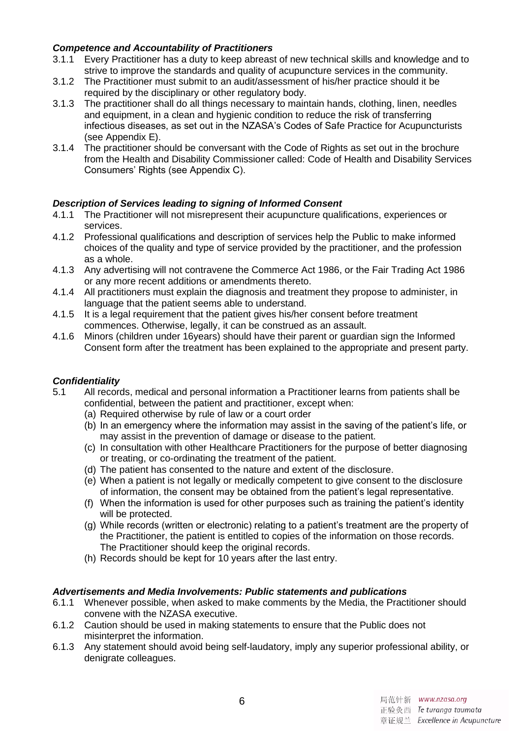### *Competence and Accountability of Practitioners*

3.1.1 Every Practitioner has a duty to keep abreast of new technical skills and knowledge and to strive to improve the standards and quality of acupuncture services in the community.

3.1.2 The Practitioner must submit to an audit/assessment of his/her practice should it be required by the disciplinary or other regulatory body.

3.1.3 The practitioner shall do all things necessary to maintain hands, clothing, linen, needles and equipment, in a clean and hygienic condition to reduce the risk of transferring infectious diseases, as set out in the NZASA's Codes of Safe Practice for Acupuncturists (see Appendix E).

3.1.4 The practitioner should be conversant with the Code of Rights as set out in the brochure from the Health and Disability Commissioner called: Code of Health and Disability Services Consumers' Rights (see Appendix C).

### *Description of Services leading to signing of Informed Consent*

4.1.1 The Practitioner will not misrepresent their acupuncture qualifications, experiences or services.

4.1.2 Professional qualifications and description of services help the Public to make informed choices of the quality and type of service provided by the practitioner, and the profession as a whole.

4.1.3 Any advertising will not contravene the Commerce Act 1986, or the Fair Trading Act 1986 or any more recent additions or amendments thereto.

4.1.4 All practitioners must explain the diagnosis and treatment they propose to administer, in language that the patient seems able to understand.

4.1.5 It is a legal requirement that the patient gives his/her consent before treatment commences. Otherwise, legally, it can be construed as an assault.

4.1.6 Minors (children under 16years) should have their parent or guardian sign the Informed Consent form after the treatment has been explained to the appropriate and present party.

### *Confidentiality*

5.1 All records, medical and personal information a Practitioner learns from patients shall be confidential, between the patient and practitioner, except when:

(a) Required otherwise by rule of law or a court order
(b) In an emergency where the information may assist in the saving of the patient's life, or may assist in the prevention of damage or disease to the patient.
(c) In consultation with other Healthcare Practitioners for the purpose of better diagnosing or treating, or co-ordinating the treatment of the patient.
(d) The patient has consented to the nature and extent of the disclosure.
(e) When a patient is not legally or medically competent to give consent to the disclosure of information, the consent may be obtained from the patient's legal representative.
(f) When the information is used for other purposes such as training the patient's identity will be protected.
(g) While records (written or electronic) relating to a patient's treatment are the property of the Practitioner, the patient is entitled to copies of the information on those records. The Practitioner should keep the original records.
(h) Records should be kept for 10 years after the last entry.

### *Advertisements and Media Involvements: Public statements and publications*

6.1.1 Whenever possible, when asked to make comments by the Media, the Practitioner should convene with the NZASA executive.

6.1.2 Caution should be used in making statements to ensure that the Public does not misinterpret the information.

6.1.3 Any statement should avoid being self-laudatory, imply any superior professional ability, or denigrate colleagues.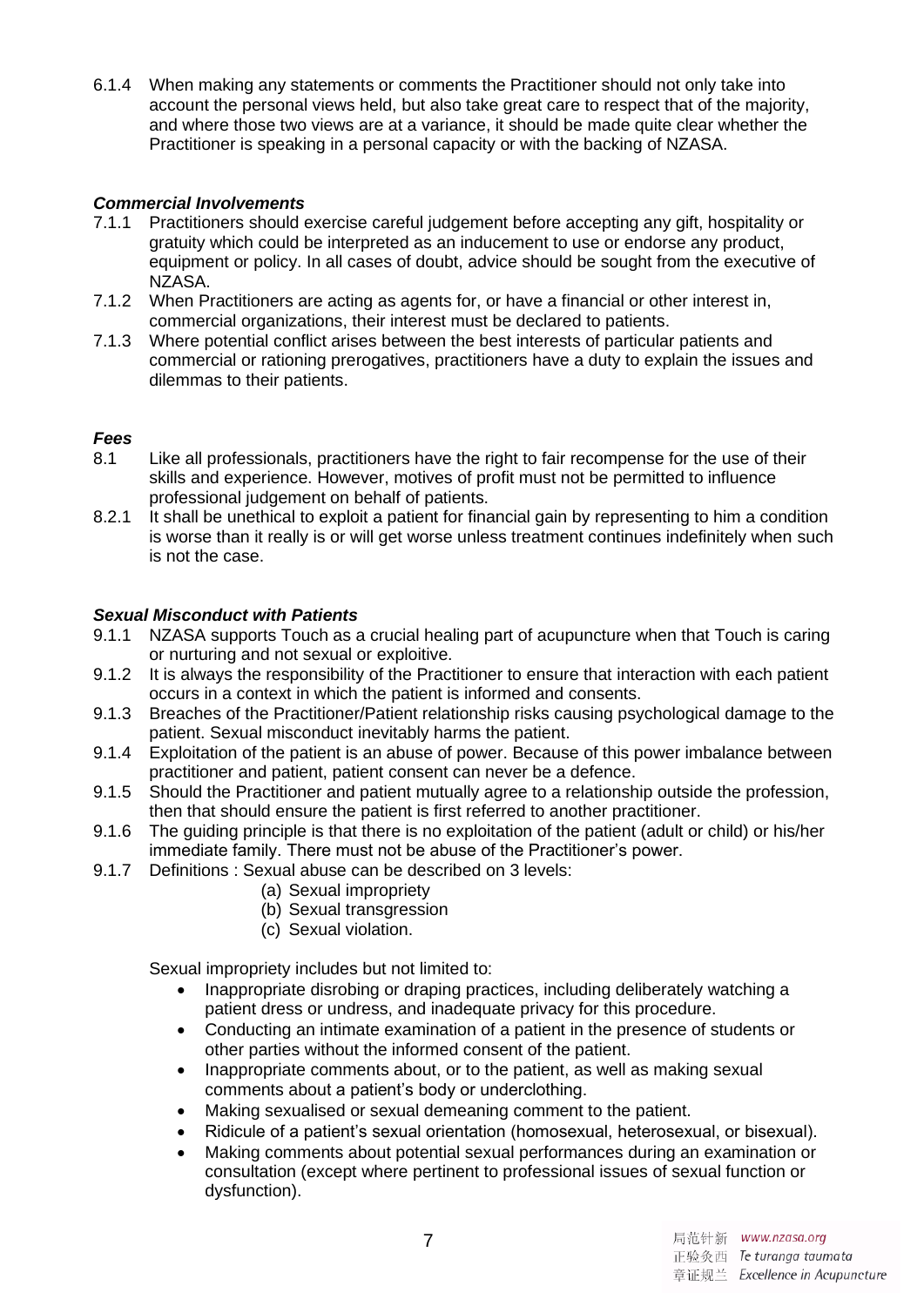6.1.4 When making any statements or comments the Practitioner should not only take into account the personal views held, but also take great care to respect that of the majority, and where those two views are at a variance, it should be made quite clear whether the Practitioner is speaking in a personal capacity or with the backing of NZASA.

***Commercial Involvements***

7.1.1 Practitioners should exercise careful judgement before accepting any gift, hospitality or gratuity which could be interpreted as an inducement to use or endorse any product, equipment or policy. In all cases of doubt, advice should be sought from the executive of NZASA.

7.1.2 When Practitioners are acting as agents for, or have a financial or other interest in, commercial organizations, their interest must be declared to patients.

7.1.3 Where potential conflict arises between the best interests of particular patients and commercial or rationing prerogatives, practitioners have a duty to explain the issues and dilemmas to their patients.

***Fees***

8.1 Like all professionals, practitioners have the right to fair recompense for the use of their skills and experience. However, motives of profit must not be permitted to influence professional judgement on behalf of patients.

8.2.1 It shall be unethical to exploit a patient for financial gain by representing to him a condition is worse than it really is or will get worse unless treatment continues indefinitely when such is not the case.

***Sexual Misconduct with Patients***

9.1.1 NZASA supports Touch as a crucial healing part of acupuncture when that Touch is caring or nurturing and not sexual or exploitive.

9.1.2 It is always the responsibility of the Practitioner to ensure that interaction with each patient occurs in a context in which the patient is informed and consents.

9.1.3 Breaches of the Practitioner/Patient relationship risks causing psychological damage to the patient. Sexual misconduct inevitably harms the patient.

9.1.4 Exploitation of the patient is an abuse of power. Because of this power imbalance between practitioner and patient, patient consent can never be a defence.

9.1.5 Should the Practitioner and patient mutually agree to a relationship outside the profession, then that should ensure the patient is first referred to another practitioner.

9.1.6 The guiding principle is that there is no exploitation of the patient (adult or child) or his/her immediate family. There must not be abuse of the Practitioner's power.

9.1.7 Definitions : Sexual abuse can be described on 3 levels:

(a) Sexual impropriety
(b) Sexual transgression
(c) Sexual violation.

Sexual impropriety includes but not limited to:

- Inappropriate disrobing or draping practices, including deliberately watching a patient dress or undress, and inadequate privacy for this procedure.
- Conducting an intimate examination of a patient in the presence of students or other parties without the informed consent of the patient.
- Inappropriate comments about, or to the patient, as well as making sexual comments about a patient's body or underclothing.
- Making sexualised or sexual demeaning comment to the patient.
- Ridicule of a patient's sexual orientation (homosexual, heterosexual, or bisexual).
- Making comments about potential sexual performances during an examination or consultation (except where pertinent to professional issues of sexual function or dysfunction).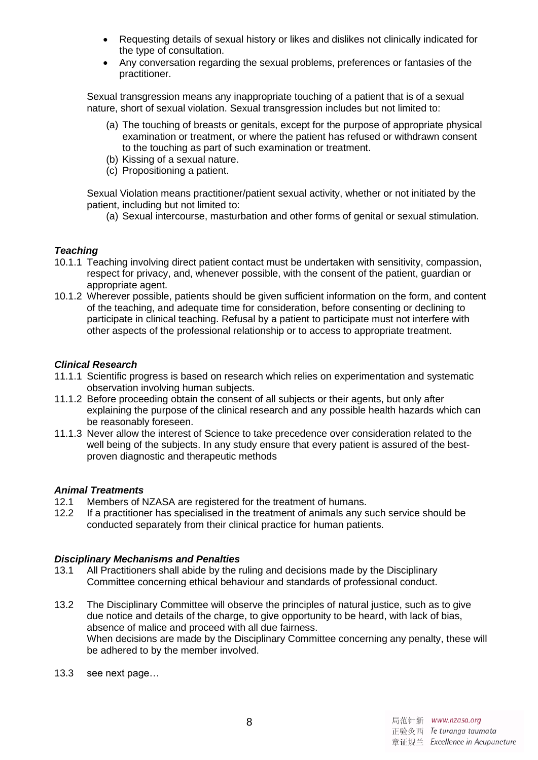- Requesting details of sexual history or likes and dislikes not clinically indicated for the type of consultation.
- Any conversation regarding the sexual problems, preferences or fantasies of the practitioner.

Sexual transgression means any inappropriate touching of a patient that is of a sexual nature, short of sexual violation. Sexual transgression includes but not limited to:

(a) The touching of breasts or genitals, except for the purpose of appropriate physical examination or treatment, or where the patient has refused or withdrawn consent to the touching as part of such examination or treatment.
(b) Kissing of a sexual nature.
(c) Propositioning a patient.

Sexual Violation means practitioner/patient sexual activity, whether or not initiated by the patient, including but not limited to:

(a) Sexual intercourse, masturbation and other forms of genital or sexual stimulation.

### *Teaching*

10.1.1 Teaching involving direct patient contact must be undertaken with sensitivity, compassion, respect for privacy, and, whenever possible, with the consent of the patient, guardian or appropriate agent.

10.1.2 Wherever possible, patients should be given sufficient information on the form, and content of the teaching, and adequate time for consideration, before consenting or declining to participate in clinical teaching. Refusal by a patient to participate must not interfere with other aspects of the professional relationship or to access to appropriate treatment.

### *Clinical Research*

11.1.1 Scientific progress is based on research which relies on experimentation and systematic observation involving human subjects.

11.1.2 Before proceeding obtain the consent of all subjects or their agents, but only after explaining the purpose of the clinical research and any possible health hazards which can be reasonably foreseen.

11.1.3 Never allow the interest of Science to take precedence over consideration related to the well being of the subjects. In any study ensure that every patient is assured of the best-proven diagnostic and therapeutic methods

### *Animal Treatments*

12.1 Members of NZASA are registered for the treatment of humans.

12.2 If a practitioner has specialised in the treatment of animals any such service should be conducted separately from their clinical practice for human patients.

### *Disciplinary Mechanisms and Penalties*

13.1 All Practitioners shall abide by the ruling and decisions made by the Disciplinary Committee concerning ethical behaviour and standards of professional conduct.

13.2 The Disciplinary Committee will observe the principles of natural justice, such as to give due notice and details of the charge, to give opportunity to be heard, with lack of bias, absence of malice and proceed with all due fairness.
When decisions are made by the Disciplinary Committee concerning any penalty, these will be adhered to by the member involved.

13.3 see next page…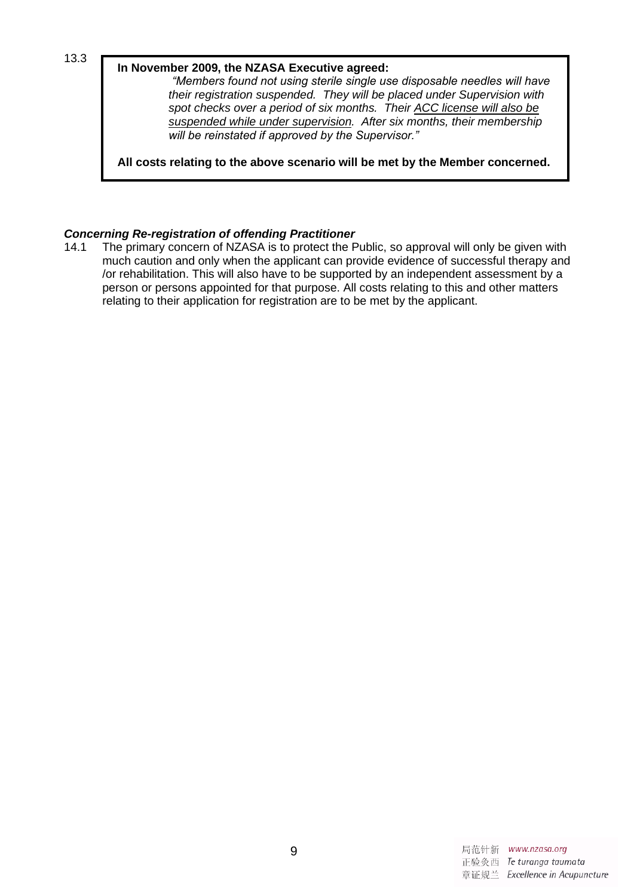13.3

**In November 2009, the NZASA Executive agreed:**

*"Members found not using sterile single use disposable needles will have their registration suspended. They will be placed under Supervision with spot checks over a period of six months. Their ACC license will also be suspended while under supervision. After six months, their membership will be reinstated if approved by the Supervisor."*

**All costs relating to the above scenario will be met by the Member concerned.**

***Concerning Re-registration of offending Practitioner***

14.1 The primary concern of NZASA is to protect the Public, so approval will only be given with much caution and only when the applicant can provide evidence of successful therapy and /or rehabilitation. This will also have to be supported by an independent assessment by a person or persons appointed for that purpose. All costs relating to this and other matters relating to their application for registration are to be met by the applicant.

局范针新 www.nzasa.org
正验灸西 Te turanga taumata
章证规兰 Excellence in Acupuncture